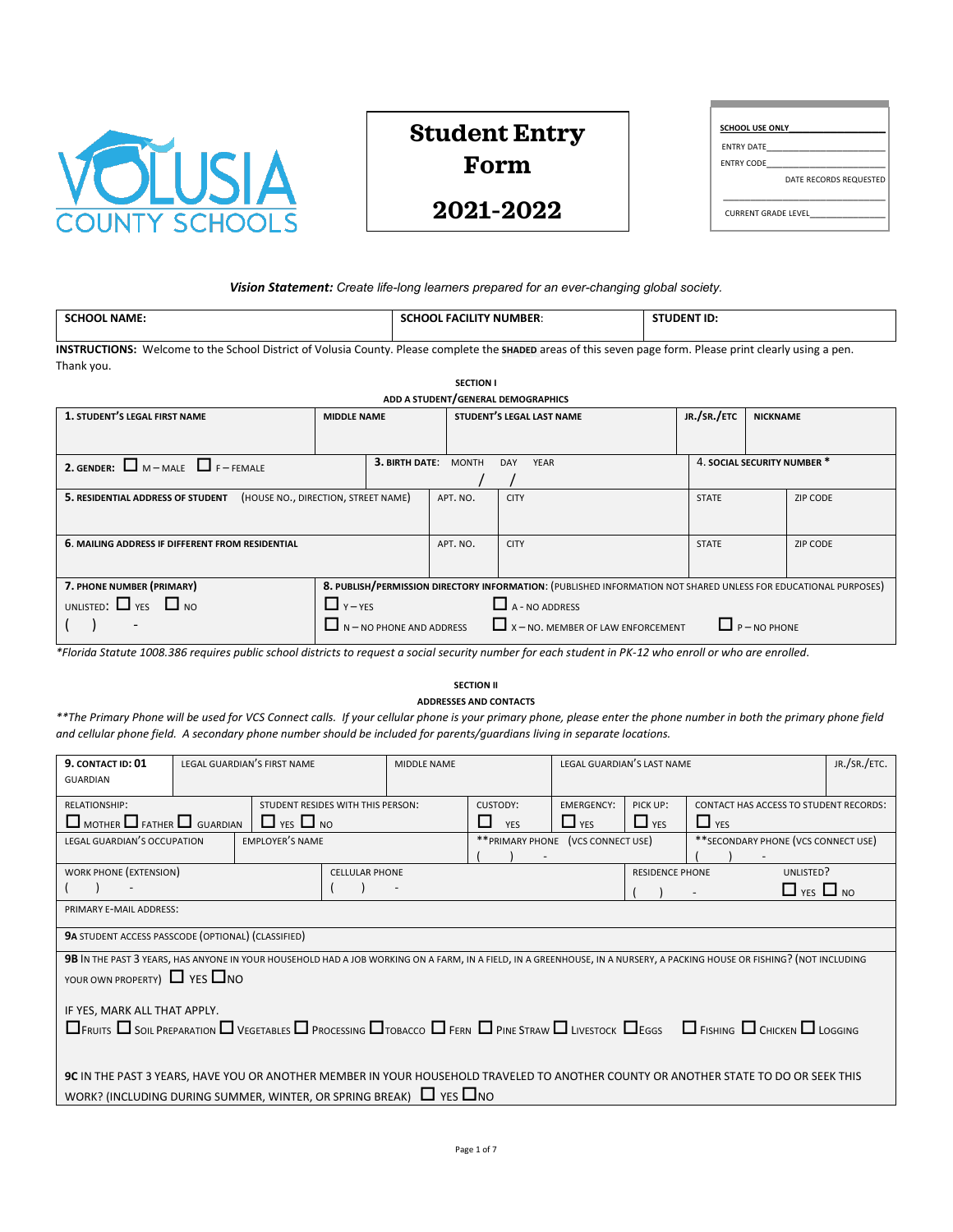VOLUSIA COUNTY SCHOOLS

# Student Entry Form

## 2021-2022

| SCHOOL USE ONLY |
|---|
| ENTRY DATE |
| ENTRY CODE |
| DATE RECORDS REQUESTED |
| CURRENT GRADE LEVEL |

***Vision Statement:*** *Create life-long learners prepared for an ever-changing global society.*

| SCHOOL NAME: | SCHOOL FACILITY NUMBER: | STUDENT ID: |
|---|---|---|

**INSTRUCTIONS:** Welcome to the School District of Volusia County. Please complete the **SHADED** areas of this seven page form. Please print clearly using a pen. Thank you.

### SECTION I
### ADD A STUDENT/GENERAL DEMOGRAPHICS

| **1. STUDENT'S LEGAL FIRST NAME** | **MIDDLE NAME** | **STUDENT'S LEGAL LAST NAME** | **JR./SR./ETC** | **NICKNAME** |
|---|---|---|---|---|
| | | | | |

| **2. GENDER:** ☐ M – MALE ☐ F – FEMALE | **3. BIRTH DATE:** MONTH / DAY / YEAR | **4. SOCIAL SECURITY NUMBER \*** |
|---|---|---|

| **5. RESIDENTIAL ADDRESS OF STUDENT** (HOUSE NO., DIRECTION, STREET NAME) | APT. NO. | CITY | STATE | ZIP CODE |
|---|---|---|---|---|
| | | | | |
| **6. MAILING ADDRESS IF DIFFERENT FROM RESIDENTIAL** | APT. NO. | CITY | STATE | ZIP CODE |
| | | | | |

| **7. PHONE NUMBER (PRIMARY)** | **8. PUBLISH/PERMISSION DIRECTORY INFORMATION:** (PUBLISHED INFORMATION NOT SHARED UNLESS FOR EDUCATIONAL PURPOSES) |
|---|---|
| UNLISTED: ☐ YES ☐ NO<br>( ) - | ☐ Y – YES ☐ A - NO ADDRESS<br>☐ N – NO PHONE AND ADDRESS ☐ X – NO. MEMBER OF LAW ENFORCEMENT ☐ P – NO PHONE |

*\*Florida Statute 1008.386 requires public school districts to request a social security number for each student in PK-12 who enroll or who are enrolled.*

### SECTION II
### ADDRESSES AND CONTACTS

*\*\*The Primary Phone will be used for VCS Connect calls. If your cellular phone is your primary phone, please enter the phone number in both the primary phone field and cellular phone field. A secondary phone number should be included for parents/guardians living in separate locations.*

| **9. CONTACT ID: 01** GUARDIAN | LEGAL GUARDIAN'S FIRST NAME | MIDDLE NAME | LEGAL GUARDIAN'S LAST NAME | JR./SR./ETC. |
|---|---|---|---|---|
| | | | | |

| RELATIONSHIP: | STUDENT RESIDES WITH THIS PERSON: | CUSTODY: | EMERGENCY: | PICK UP: | CONTACT HAS ACCESS TO STUDENT RECORDS: |
|---|---|---|---|---|---|
| ☐ MOTHER ☐ FATHER ☐ GUARDIAN | ☐ YES ☐ NO | ☐ YES | ☐ YES | ☐ YES | ☐ YES |

| LEGAL GUARDIAN'S OCCUPATION | EMPLOYER'S NAME | \*\*PRIMARY PHONE (VCS CONNECT USE) | \*\*SECONDARY PHONE (VCS CONNECT USE) |
|---|---|---|---|
| | | ( ) - | ( ) - |

| WORK PHONE (EXTENSION) | CELLULAR PHONE | RESIDENCE PHONE | UNLISTED? |
|---|---|---|---|
| ( ) - | ( ) - | ( ) - | ☐ YES ☐ NO |

PRIMARY E-MAIL ADDRESS:

**9A** STUDENT ACCESS PASSCODE (OPTIONAL) (CLASSIFIED)

**9B** IN THE PAST 3 YEARS, HAS ANYONE IN YOUR HOUSEHOLD HAD A JOB WORKING ON A FARM, IN A FIELD, IN A GREENHOUSE, IN A NURSERY, A PACKING HOUSE OR FISHING? (NOT INCLUDING YOUR OWN PROPERTY) ☐ YES ☐ NO

IF YES, MARK ALL THAT APPLY.
☐ FRUITS ☐ SOIL PREPARATION ☐ VEGETABLES ☐ PROCESSING ☐ TOBACCO ☐ FERN ☐ PINE STRAW ☐ LIVESTOCK ☐ EGGS ☐ FISHING ☐ CHICKEN ☐ LOGGING

**9C** IN THE PAST 3 YEARS, HAVE YOU OR ANOTHER MEMBER IN YOUR HOUSEHOLD TRAVELED TO ANOTHER COUNTY OR ANOTHER STATE TO DO OR SEEK THIS WORK? (INCLUDING DURING SUMMER, WINTER, OR SPRING BREAK) ☐ YES ☐ NO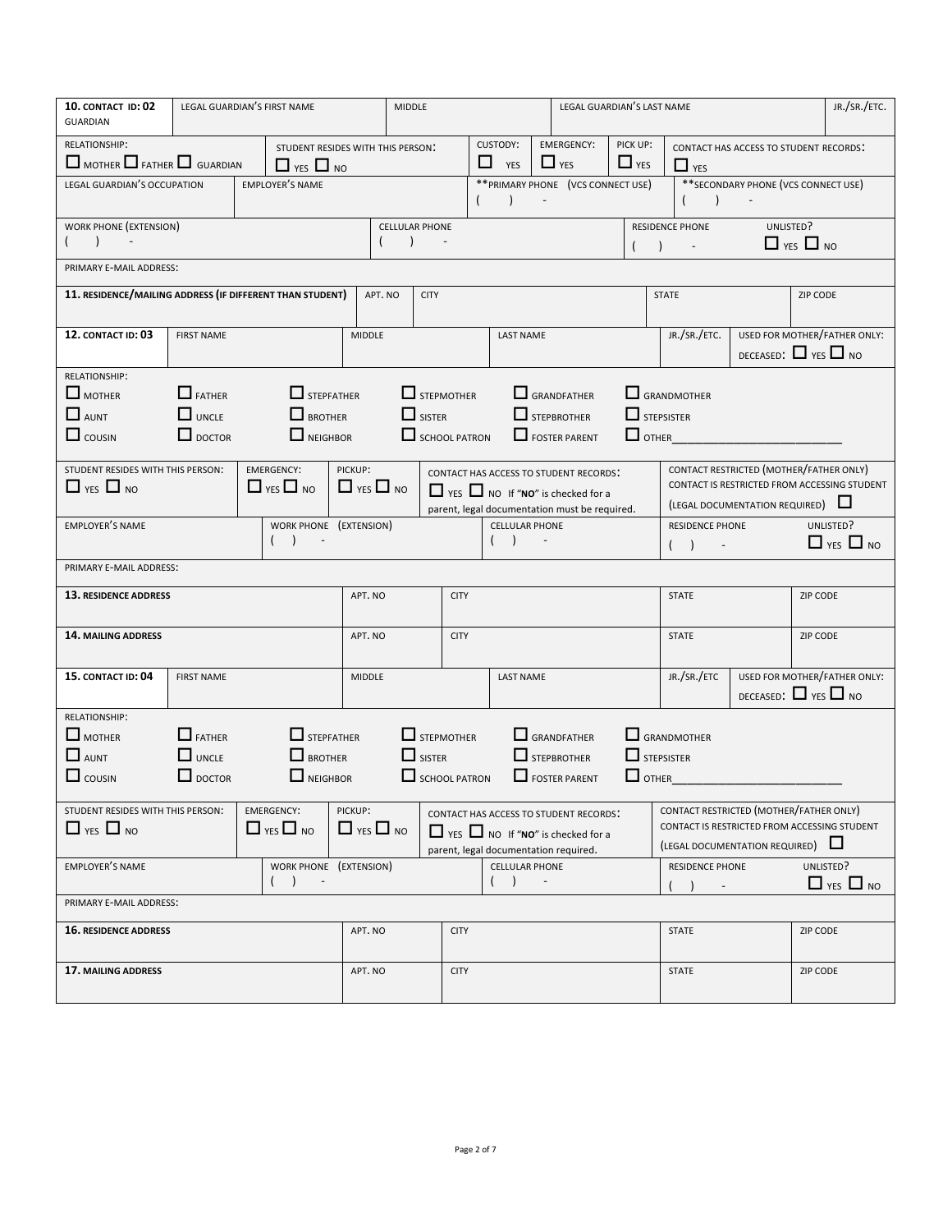| **10. CONTACT ID: 02** GUARDIAN | LEGAL GUARDIAN'S FIRST NAME | MIDDLE | LEGAL GUARDIAN'S LAST NAME | JR./SR./ETC. |
|---|---|---|---|---|

| RELATIONSHIP: ☐ MOTHER ☐ FATHER ☐ GUARDIAN | STUDENT RESIDES WITH THIS PERSON: ☐ YES ☐ NO | CUSTODY: ☐ YES | EMERGENCY: ☐ YES | PICK UP: ☐ YES | CONTACT HAS ACCESS TO STUDENT RECORDS: ☐ YES |
|---|---|---|---|---|---|

| LEGAL GUARDIAN'S OCCUPATION | EMPLOYER'S NAME | **PRIMARY PHONE (VCS CONNECT USE) ( ) - | **SECONDARY PHONE (VCS CONNECT USE) ( ) - |
|---|---|---|---|

| WORK PHONE (EXTENSION) ( ) - | CELLULAR PHONE ( ) - | RESIDENCE PHONE ( ) - | UNLISTED? ☐ YES ☐ NO |
|---|---|---|---|

PRIMARY E-MAIL ADDRESS:

| **11. RESIDENCE/MAILING ADDRESS (IF DIFFERENT THAN STUDENT)** | APT. NO | CITY | STATE | ZIP CODE |
|---|---|---|---|---|

| **12. CONTACT ID: 03** | FIRST NAME | MIDDLE | LAST NAME | JR./SR./ETC. | USED FOR MOTHER/FATHER ONLY: DECEASED: ☐ YES ☐ NO |
|---|---|---|---|---|---|

RELATIONSHIP:

| | | | | | |
|---|---|---|---|---|---|
| ☐ MOTHER | ☐ FATHER | ☐ STEPFATHER | ☐ STEPMOTHER | ☐ GRANDFATHER | ☐ GRANDMOTHER |
| ☐ AUNT | ☐ UNCLE | ☐ BROTHER | ☐ SISTER | ☐ STEPBROTHER | ☐ STEPSISTER |
| ☐ COUSIN | ☐ DOCTOR | ☐ NEIGHBOR | ☐ SCHOOL PATRON | ☐ FOSTER PARENT | ☐ OTHER______________ |

| STUDENT RESIDES WITH THIS PERSON: ☐ YES ☐ NO | EMERGENCY: ☐ YES ☐ NO | PICKUP: ☐ YES ☐ NO | CONTACT HAS ACCESS TO STUDENT RECORDS: ☐ YES ☐ NO If "**NO**" is checked for a parent, legal documentation must be required. | CONTACT RESTRICTED (MOTHER/FATHER ONLY) CONTACT IS RESTRICTED FROM ACCESSING STUDENT (LEGAL DOCUMENTATION REQUIRED) ☐ |
|---|---|---|---|---|

| EMPLOYER'S NAME | WORK PHONE (EXTENSION) ( ) - | CELLULAR PHONE ( ) - | RESIDENCE PHONE ( ) - | UNLISTED? ☐ YES ☐ NO |
|---|---|---|---|---|

PRIMARY E-MAIL ADDRESS:

| **13. RESIDENCE ADDRESS** | APT. NO | CITY | STATE | ZIP CODE |
|---|---|---|---|---|

| **14. MAILING ADDRESS** | APT. NO | CITY | STATE | ZIP CODE |
|---|---|---|---|---|

| **15. CONTACT ID: 04** | FIRST NAME | MIDDLE | LAST NAME | JR./SR./ETC | USED FOR MOTHER/FATHER ONLY: DECEASED: ☐ YES ☐ NO |
|---|---|---|---|---|---|

RELATIONSHIP:

| | | | | | |
|---|---|---|---|---|---|
| ☐ MOTHER | ☐ FATHER | ☐ STEPFATHER | ☐ STEPMOTHER | ☐ GRANDFATHER | ☐ GRANDMOTHER |
| ☐ AUNT | ☐ UNCLE | ☐ BROTHER | ☐ SISTER | ☐ STEPBROTHER | ☐ STEPSISTER |
| ☐ COUSIN | ☐ DOCTOR | ☐ NEIGHBOR | ☐ SCHOOL PATRON | ☐ FOSTER PARENT | ☐ OTHER______________ |

| STUDENT RESIDES WITH THIS PERSON: ☐ YES ☐ NO | EMERGENCY: ☐ YES ☐ NO | PICKUP: ☐ YES ☐ NO | CONTACT HAS ACCESS TO STUDENT RECORDS: ☐ YES ☐ NO If "**NO**" is checked for a parent, legal documentation required. | CONTACT RESTRICTED (MOTHER/FATHER ONLY) CONTACT IS RESTRICTED FROM ACCESSING STUDENT (LEGAL DOCUMENTATION REQUIRED) ☐ |
|---|---|---|---|---|

| EMPLOYER'S NAME | WORK PHONE (EXTENSION) ( ) - | CELLULAR PHONE ( ) - | RESIDENCE PHONE ( ) - | UNLISTED? ☐ YES ☐ NO |
|---|---|---|---|---|

PRIMARY E-MAIL ADDRESS:

| **16. RESIDENCE ADDRESS** | APT. NO | CITY | STATE | ZIP CODE |
|---|---|---|---|---|

| **17. MAILING ADDRESS** | APT. NO | CITY | STATE | ZIP CODE |
|---|---|---|---|---|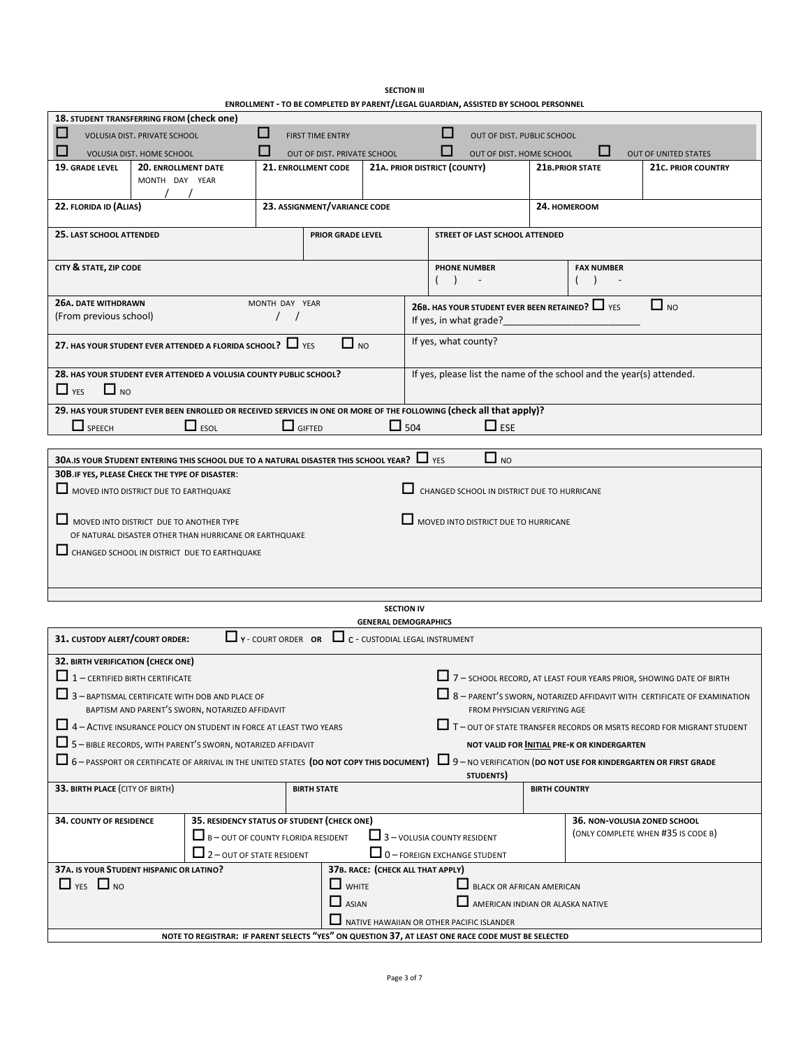## SECTION III

### ENROLLMENT - TO BE COMPLETED BY PARENT/LEGAL GUARDIAN, ASSISTED BY SCHOOL PERSONNEL

**18. STUDENT TRANSFERRING FROM (check one)**

☐ VOLUSIA DIST. PRIVATE SCHOOL ☐ FIRST TIME ENTRY ☐ OUT OF DIST. PUBLIC SCHOOL
☐ VOLUSIA DIST. HOME SCHOOL ☐ OUT OF DIST. PRIVATE SCHOOL ☐ OUT OF DIST. HOME SCHOOL ☐ OUT OF UNITED STATES

| 19. GRADE LEVEL | 20. ENROLLMENT DATE MONTH DAY YEAR / / | 21. ENROLLMENT CODE | 21A. PRIOR DISTRICT (COUNTY) | 21B. PRIOR STATE | 21C. PRIOR COUNTRY |
|---|---|---|---|---|---|

| 22. FLORIDA ID (ALIAS) | 23. ASSIGNMENT/VARIANCE CODE | 24. HOMEROOM |
|---|---|---|

| 25. LAST SCHOOL ATTENDED | PRIOR GRADE LEVEL | STREET OF LAST SCHOOL ATTENDED | |
|---|---|---|---|
| CITY & STATE, ZIP CODE | | PHONE NUMBER ( ) - | FAX NUMBER ( ) - |

**26A. DATE WITHDRAWN** (From previous school) MONTH DAY YEAR / /

**26B. HAS YOUR STUDENT EVER BEEN RETAINED?** ☐ YES ☐ NO
If yes, in what grade?\_\_\_\_\_\_\_\_\_\_\_\_\_\_\_\_\_\_\_\_\_\_\_\_\_\_

**27. HAS YOUR STUDENT EVER ATTENDED A FLORIDA SCHOOL?** ☐ YES ☐ NO
If yes, what county?

**28. HAS YOUR STUDENT EVER ATTENDED A VOLUSIA COUNTY PUBLIC SCHOOL?**
☐ YES ☐ NO
If yes, please list the name of the school and the year(s) attended.

**29. HAS YOUR STUDENT EVER BEEN ENROLLED OR RECEIVED SERVICES IN ONE OR MORE OF THE FOLLOWING (check all that apply)?**
☐ SPEECH ☐ ESOL ☐ GIFTED ☐ 504 ☐ ESE

**30A. IS YOUR STUDENT ENTERING THIS SCHOOL DUE TO A NATURAL DISASTER THIS SCHOOL YEAR?** ☐ YES ☐ NO

**30B. IF YES, PLEASE CHECK THE TYPE OF DISASTER:**

☐ MOVED INTO DISTRICT DUE TO EARTHQUAKE
☐ CHANGED SCHOOL IN DISTRICT DUE TO HURRICANE
☐ MOVED INTO DISTRICT DUE TO ANOTHER TYPE OF NATURAL DISASTER OTHER THAN HURRICANE OR EARTHQUAKE
☐ MOVED INTO DISTRICT DUE TO HURRICANE
☐ CHANGED SCHOOL IN DISTRICT DUE TO EARTHQUAKE

## SECTION IV

### GENERAL DEMOGRAPHICS

**31. CUSTODY ALERT/COURT ORDER:** ☐ Y - COURT ORDER **OR** ☐ C - CUSTODIAL LEGAL INSTRUMENT

**32. BIRTH VERIFICATION (CHECK ONE)**

☐ 1 – CERTIFIED BIRTH CERTIFICATE
☐ 3 – BAPTISMAL CERTIFICATE WITH DOB AND PLACE OF BAPTISM AND PARENT'S SWORN, NOTARIZED AFFIDAVIT
☐ 4 – ACTIVE INSURANCE POLICY ON STUDENT IN FORCE AT LEAST TWO YEARS
☐ 5 – BIBLE RECORDS, WITH PARENT'S SWORN, NOTARIZED AFFIDAVIT
☐ 6 – PASSPORT OR CERTIFICATE OF ARRIVAL IN THE UNITED STATES **(DO NOT COPY THIS DOCUMENT)**
☐ 7 – SCHOOL RECORD, AT LEAST FOUR YEARS PRIOR, SHOWING DATE OF BIRTH
☐ 8 – PARENT'S SWORN, NOTARIZED AFFIDAVIT WITH CERTIFICATE OF EXAMINATION FROM PHYSICIAN VERIFYING AGE
☐ T – OUT OF STATE TRANSFER RECORDS OR MSRTS RECORD FOR MIGRANT STUDENT **NOT VALID FOR INITIAL PRE-K OR KINDERGARTEN**
☐ 9 – NO VERIFICATION **(DO NOT USE FOR KINDERGARTEN OR FIRST GRADE STUDENTS)**

| 33. BIRTH PLACE (CITY OF BIRTH) | BIRTH STATE | BIRTH COUNTRY |
|---|---|---|

**34. COUNTY OF RESIDENCE**

**35. RESIDENCY STATUS OF STUDENT (CHECK ONE)**
☐ B – OUT OF COUNTY FLORIDA RESIDENT ☐ 3 – VOLUSIA COUNTY RESIDENT
☐ 2 – OUT OF STATE RESIDENT ☐ 0 – FOREIGN EXCHANGE STUDENT

**36. NON-VOLUSIA ZONED SCHOOL** (ONLY COMPLETE WHEN #35 IS CODE B)

**37A. IS YOUR STUDENT HISPANIC OR LATINO?**
☐ YES ☐ NO

**37B. RACE: (CHECK ALL THAT APPLY)**
☐ WHITE ☐ BLACK OR AFRICAN AMERICAN
☐ ASIAN ☐ AMERICAN INDIAN OR ALASKA NATIVE
☐ NATIVE HAWAIIAN OR OTHER PACIFIC ISLANDER

**NOTE TO REGISTRAR: IF PARENT SELECTS "YES" ON QUESTION 37, AT LEAST ONE RACE CODE MUST BE SELECTED**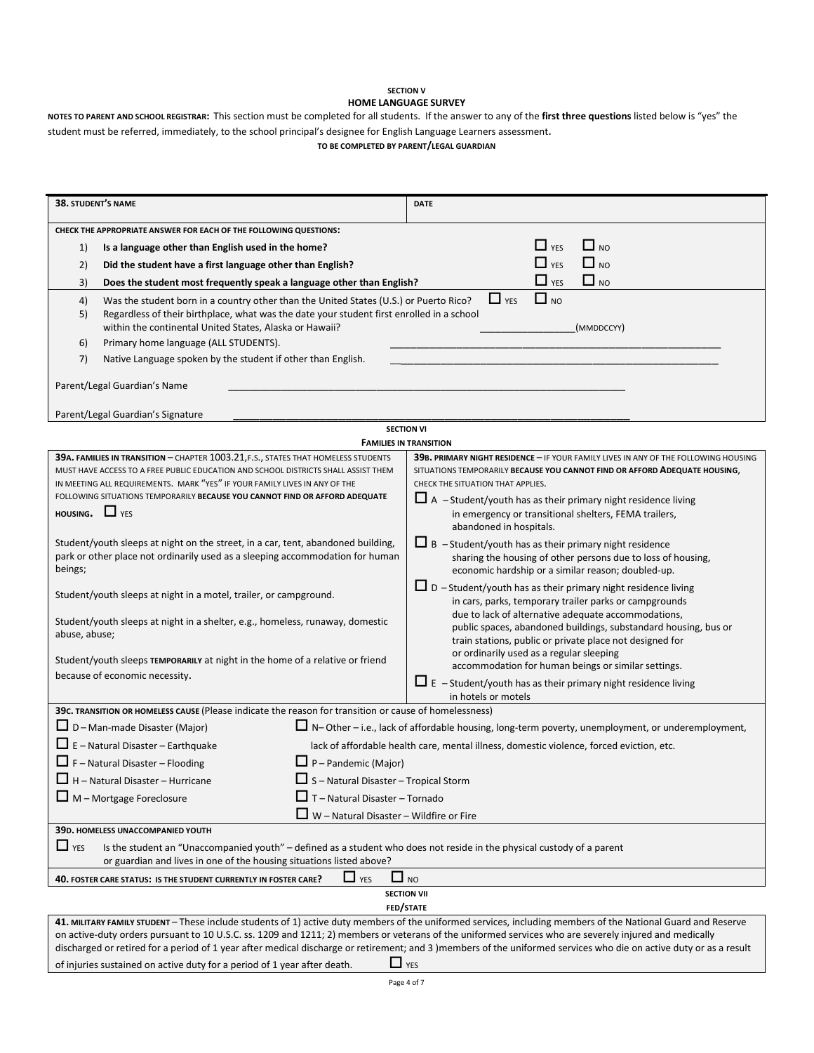## SECTION V
## HOME LANGUAGE SURVEY

**NOTES TO PARENT AND SCHOOL REGISTRAR:** This section must be completed for all students. If the answer to any of the **first three questions** listed below is "yes" the student must be referred, immediately, to the school principal's designee for English Language Learners assessment.

**TO BE COMPLETED BY PARENT/LEGAL GUARDIAN**

| **38. STUDENT'S NAME** | **DATE** |
|---|---|
| | |

**CHECK THE APPROPRIATE ANSWER FOR EACH OF THE FOLLOWING QUESTIONS:**

1) **Is a language other than English used in the home?** ☐ YES ☐ NO
2) **Did the student have a first language other than English?** ☐ YES ☐ NO
3) **Does the student most frequently speak a language other than English?** ☐ YES ☐ NO

4) Was the student born in a country other than the United States (U.S.) or Puerto Rico? ☐ YES ☐ NO
5) Regardless of their birthplace, what was the date your student first enrolled in a school within the continental United States, Alaska or Hawaii? ___________________(MMDDCCYY)
6) Primary home language (ALL STUDENTS). ___________________________________________
7) Native Language spoken by the student if other than English. ___________________________________________

Parent/Legal Guardian's Name ___________________________________________

Parent/Legal Guardian's Signature ___________________________________________

## SECTION VI
## FAMILIES IN TRANSITION

**39A. FAMILIES IN TRANSITION** – CHAPTER 1003.21,F.S., STATES THAT HOMELESS STUDENTS MUST HAVE ACCESS TO A FREE PUBLIC EDUCATION AND SCHOOL DISTRICTS SHALL ASSIST THEM IN MEETING ALL REQUIREMENTS. MARK "YES" IF YOUR FAMILY LIVES IN ANY OF THE FOLLOWING SITUATIONS TEMPORARILY **BECAUSE YOU CANNOT FIND OR AFFORD ADEQUATE HOUSING.** ☐ YES

Student/youth sleeps at night on the street, in a car, tent, abandoned building, park or other place not ordinarily used as a sleeping accommodation for human beings;

Student/youth sleeps at night in a motel, trailer, or campground.

Student/youth sleeps at night in a shelter, e.g., homeless, runaway, domestic abuse, abuse;

Student/youth sleeps **TEMPORARILY** at night in the home of a relative or friend because of economic necessity.

**39B. PRIMARY NIGHT RESIDENCE** – IF YOUR FAMILY LIVES IN ANY OF THE FOLLOWING HOUSING SITUATIONS TEMPORARILY **BECAUSE YOU CANNOT FIND OR AFFORD ADEQUATE HOUSING**, CHECK THE SITUATION THAT APPLIES.

- ☐ A – Student/youth has as their primary night residence living in emergency or transitional shelters, FEMA trailers, abandoned in hospitals.
- ☐ B – Student/youth has as their primary night residence sharing the housing of other persons due to loss of housing, economic hardship or a similar reason; doubled-up.
- ☐ D – Student/youth has as their primary night residence living in cars, parks, temporary trailer parks or campgrounds due to lack of alternative adequate accommodations, public spaces, abandoned buildings, substandard housing, bus or train stations, public or private place not designed for or ordinarily used as a regular sleeping accommodation for human beings or similar settings.
- ☐ E – Student/youth has as their primary night residence living in hotels or motels

**39C. TRANSITION OR HOMELESS CAUSE** (Please indicate the reason for transition or cause of homelessness)

- ☐ D – Man-made Disaster (Major)
- ☐ E – Natural Disaster – Earthquake
- ☐ F – Natural Disaster – Flooding
- ☐ H – Natural Disaster – Hurricane
- ☐ M – Mortgage Foreclosure
- ☐ N– Other – i.e., lack of affordable housing, long-term poverty, unemployment, or underemployment, lack of affordable health care, mental illness, domestic violence, forced eviction, etc.
- ☐ P – Pandemic (Major)
- ☐ S – Natural Disaster – Tropical Storm
- ☐ T – Natural Disaster – Tornado
- ☐ W – Natural Disaster – Wildfire or Fire

**39D. HOMELESS UNACCOMPANIED YOUTH**

☐ YES Is the student an "Unaccompanied youth" – defined as a student who does not reside in the physical custody of a parent or guardian and lives in one of the housing situations listed above?

**40. FOSTER CARE STATUS: IS THE STUDENT CURRENTLY IN FOSTER CARE?** ☐ YES ☐ NO

## SECTION VII
## FED/STATE

**41. MILITARY FAMILY STUDENT** – These include students of 1) active duty members of the uniformed services, including members of the National Guard and Reserve on active-duty orders pursuant to 10 U.S.C. ss. 1209 and 1211; 2) members or veterans of the uniformed services who are severely injured and medically discharged or retired for a period of 1 year after medical discharge or retirement; and 3 )members of the uniformed services who die on active duty or as a result of injuries sustained on active duty for a period of 1 year after death. ☐ YES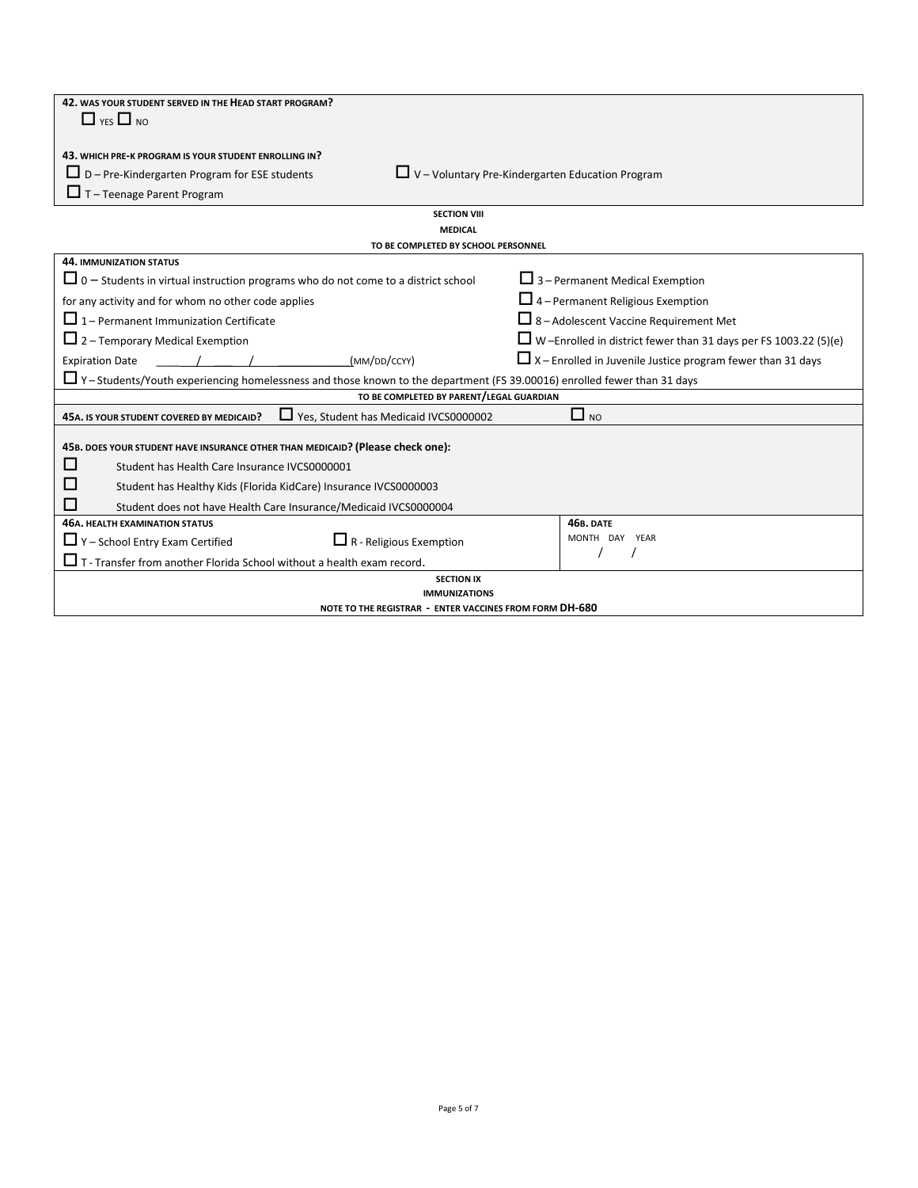**42. WAS YOUR STUDENT SERVED IN THE HEAD START PROGRAM?**

☐ YES ☐ NO

**43. WHICH PRE-K PROGRAM IS YOUR STUDENT ENROLLING IN?**

☐ D – Pre-Kindergarten Program for ESE students

☐ V – Voluntary Pre-Kindergarten Education Program

☐ T – Teenage Parent Program

## SECTION VIII
### MEDICAL
**TO BE COMPLETED BY SCHOOL PERSONNEL**

**44. IMMUNIZATION STATUS**

☐ 0 – Students in virtual instruction programs who do not come to a district school for any activity and for whom no other code applies

☐ 1 – Permanent Immunization Certificate

☐ 2 – Temporary Medical Exemption

Expiration Date ____/____/________(MM/DD/CCYY)

☐ 3 – Permanent Medical Exemption

☐ 4 – Permanent Religious Exemption

☐ 8 – Adolescent Vaccine Requirement Met

☐ W –Enrolled in district fewer than 31 days per FS 1003.22 (5)(e)

☐ X – Enrolled in Juvenile Justice program fewer than 31 days

☐ Y – Students/Youth experiencing homelessness and those known to the department (FS 39.00016) enrolled fewer than 31 days

**TO BE COMPLETED BY PARENT/LEGAL GUARDIAN**

**45A. IS YOUR STUDENT COVERED BY MEDICAID?** ☐ Yes, Student has Medicaid IVCS0000002 ☐ NO

**45B. DOES YOUR STUDENT HAVE INSURANCE OTHER THAN MEDICAID? (Please check one):**

☐ Student has Health Care Insurance IVCS0000001

☐ Student has Healthy Kids (Florida KidCare) Insurance IVCS0000003

☐ Student does not have Health Care Insurance/Medicaid IVCS0000004

**46A. HEALTH EXAMINATION STATUS**

☐ Y – School Entry Exam Certified

☐ R - Religious Exemption

☐ T - Transfer from another Florida School without a health exam record.

**46B. DATE**

MONTH DAY YEAR

/ /

## SECTION IX
### IMMUNIZATIONS
**NOTE TO THE REGISTRAR - ENTER VACCINES FROM FORM DH-680**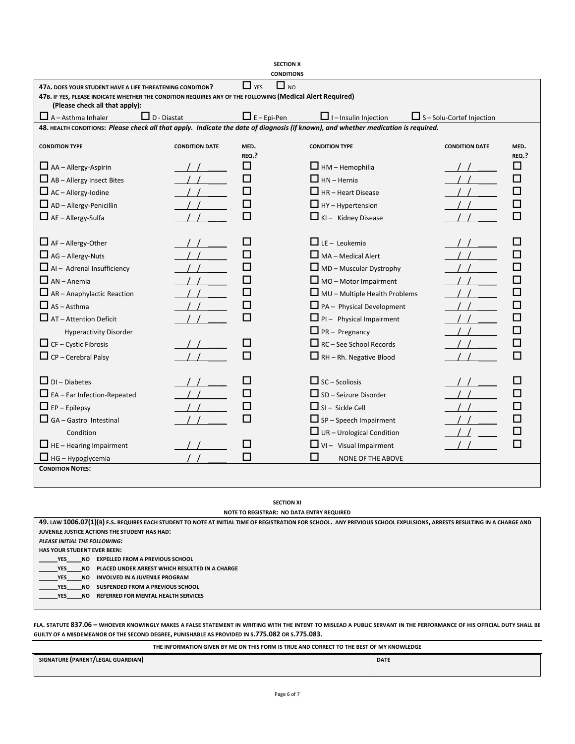## SECTION X
### CONDITIONS

**47A. DOES YOUR STUDENT HAVE A LIFE THREATENING CONDITION?** ☐ YES ☐ NO

**47B. IF YES, PLEASE INDICATE WHETHER THE CONDITION REQUIRES ANY OF THE FOLLOWING (Medical Alert Required) (Please check all that apply):**

☐ A – Asthma Inhaler ☐ D - Diastat ☐ E – Epi-Pen ☐ I – Insulin Injection ☐ S – Solu-Cortef Injection

**48. HEALTH CONDITIONS:** ***Please check all that apply. Indicate the date of diagnosis (if known), and whether medication is required.***

| CONDITION TYPE | CONDITION DATE | MED. REQ.? | CONDITION TYPE | CONDITION DATE | MED. REQ.? |
|---|---|---|---|---|---|
| ☐ AA – Allergy-Aspirin | / / | ☐ | ☐ HM – Hemophilia | / / | ☐ |
| ☐ AB – Allergy Insect Bites | / / | ☐ | ☐ HN – Hernia | / / | ☐ |
| ☐ AC – Allergy-Iodine | / / | ☐ | ☐ HR – Heart Disease | / / | ☐ |
| ☐ AD – Allergy-Penicillin | / / | ☐ | ☐ HY – Hypertension | / / | ☐ |
| ☐ AE – Allergy-Sulfa | / / | ☐ | ☐ KI – Kidney Disease | / / | ☐ |
| ☐ AF – Allergy-Other | / / | ☐ | ☐ LE – Leukemia | / / | ☐ |
| ☐ AG – Allergy-Nuts | / / | ☐ | ☐ MA – Medical Alert | / / | ☐ |
| ☐ AI – Adrenal Insufficiency | / / | ☐ | ☐ MD – Muscular Dystrophy | / / | ☐ |
| ☐ AN – Anemia | / / | ☐ | ☐ MO – Motor Impairment | / / | ☐ |
| ☐ AR – Anaphylactic Reaction | / / | ☐ | ☐ MU – Multiple Health Problems | / / | ☐ |
| ☐ AS – Asthma | / / | ☐ | ☐ PA – Physical Development | / / | ☐ |
| ☐ AT – Attention Deficit Hyperactivity Disorder | / / | ☐ | ☐ PI – Physical Impairment | / / | ☐ |
| | | | ☐ PR – Pregnancy | / / | ☐ |
| ☐ CF – Cystic Fibrosis | / / | ☐ | ☐ RC – See School Records | / / | ☐ |
| ☐ CP – Cerebral Palsy | / / | ☐ | ☐ RH – Rh. Negative Blood | / / | ☐ |
| ☐ DI – Diabetes | / / | ☐ | ☐ SC – Scoliosis | / / | ☐ |
| ☐ EA – Ear Infection-Repeated | / / | ☐ | ☐ SD – Seizure Disorder | / / | ☐ |
| ☐ EP – Epilepsy | / / | ☐ | ☐ SI – Sickle Cell | / / | ☐ |
| ☐ GA – Gastro Intestinal Condition | / / | ☐ | ☐ SP – Speech Impairment | / / | ☐ |
| | | | ☐ UR – Urological Condition | / / | ☐ |
| ☐ HE – Hearing Impairment | / / | ☐ | ☐ VI – Visual Impairment | / / | ☐ |
| ☐ HG – Hypoglycemia | / / | ☐ | ☐ NONE OF THE ABOVE | | |

**CONDITION NOTES:**

## SECTION XI
### NOTE TO REGISTRAR: NO DATA ENTRY REQUIRED

**49. LAW 1006.07(1)(B) F.S. REQUIRES EACH STUDENT TO NOTE AT INITIAL TIME OF REGISTRATION FOR SCHOOL. ANY PREVIOUS SCHOOL EXPULSIONS, ARRESTS RESULTING IN A CHARGE AND JUVENILE JUSTICE ACTIONS THE STUDENT HAS HAD:**

***PLEASE INITIAL THE FOLLOWING:***

**HAS YOUR STUDENT EVER BEEN:**

______YES_____NO EXPELLED FROM A PREVIOUS SCHOOL
______YES_____NO PLACED UNDER ARREST WHICH RESULTED IN A CHARGE
______YES_____NO INVOLVED IN A JUVENILE PROGRAM
______YES_____NO SUSPENDED FROM A PREVIOUS SCHOOL
______YES_____NO REFERRED FOR MENTAL HEALTH SERVICES

**FLA. STATUTE 837.06 – WHOEVER KNOWINGLY MAKES A FALSE STATEMENT IN WRITING WITH THE INTENT TO MISLEAD A PUBLIC SERVANT IN THE PERFORMANCE OF HIS OFFICIAL DUTY SHALL BE GUILTY OF A MISDEMEANOR OF THE SECOND DEGREE, PUNISHABLE AS PROVIDED IN S.775.082 OR S.775.083.**

**THE INFORMATION GIVEN BY ME ON THIS FORM IS TRUE AND CORRECT TO THE BEST OF MY KNOWLEDGE**

| SIGNATURE (PARENT/LEGAL GUARDIAN) | DATE |
|---|---|
| | |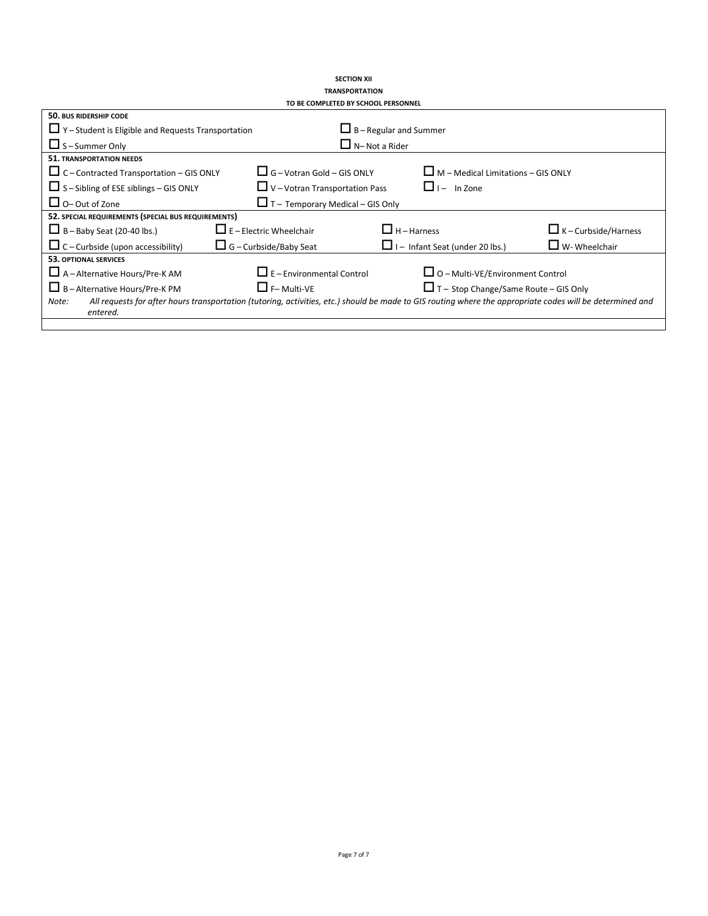**SECTION XII**

**TRANSPORTATION**

**TO BE COMPLETED BY SCHOOL PERSONNEL**

**50. BUS RIDERSHIP CODE**

| | |
|---|---|
| ☐ Y – Student is Eligible and Requests Transportation | ☐ B – Regular and Summer |
| ☐ S – Summer Only | ☐ N– Not a Rider |

**51. TRANSPORTATION NEEDS**

| | | |
|---|---|---|
| ☐ C – Contracted Transportation – GIS ONLY | ☐ G – Votran Gold – GIS ONLY | ☐ M – Medical Limitations – GIS ONLY |
| ☐ S – Sibling of ESE siblings – GIS ONLY | ☐ V – Votran Transportation Pass | ☐ I – In Zone |
| ☐ O– Out of Zone | ☐ T – Temporary Medical – GIS Only | |

**52. SPECIAL REQUIREMENTS (SPECIAL BUS REQUIREMENTS)**

| | | | |
|---|---|---|---|
| ☐ B – Baby Seat (20-40 lbs.) | ☐ E – Electric Wheelchair | ☐ H – Harness | ☐ K – Curbside/Harness |
| ☐ C – Curbside (upon accessibility) | ☐ G – Curbside/Baby Seat | ☐ I – Infant Seat (under 20 lbs.) | ☐ W- Wheelchair |

**53. OPTIONAL SERVICES**

| | | |
|---|---|---|
| ☐ A – Alternative Hours/Pre-K AM | ☐ E – Environmental Control | ☐ O – Multi-VE/Environment Control |
| ☐ B – Alternative Hours/Pre-K PM | ☐ F– Multi-VE | ☐ T – Stop Change/Same Route – GIS Only |

*Note: All requests for after hours transportation (tutoring, activities, etc.) should be made to GIS routing where the appropriate codes will be determined and entered.*